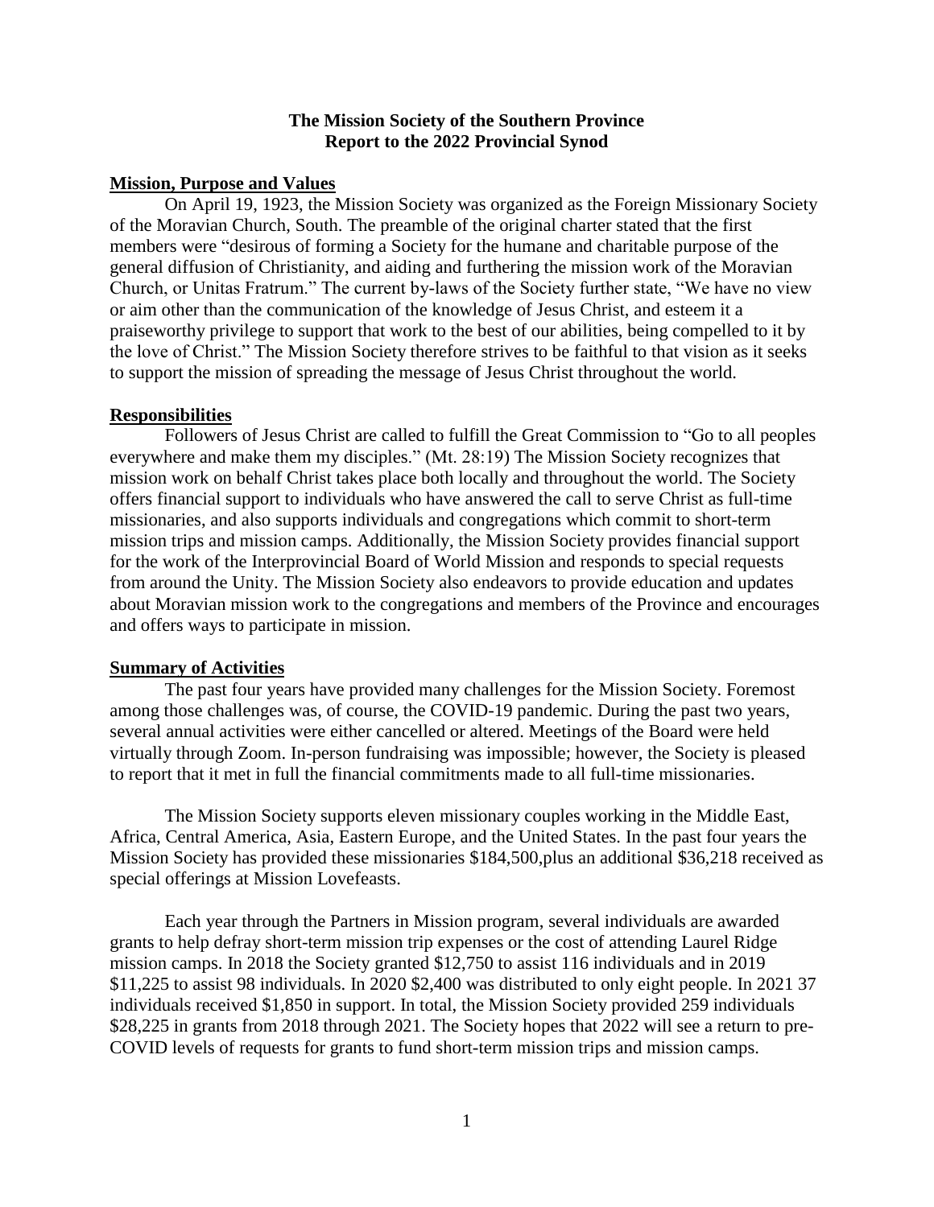# The Mission Society of the Southern Province
# Report to the 2022 Provincial Synod

## Mission, Purpose and Values

On April 19, 1923, the Mission Society was organized as the Foreign Missionary Society of the Moravian Church, South. The preamble of the original charter stated that the first members were "desirous of forming a Society for the humane and charitable purpose of the general diffusion of Christianity, and aiding and furthering the mission work of the Moravian Church, or Unitas Fratrum." The current by-laws of the Society further state, "We have no view or aim other than the communication of the knowledge of Jesus Christ, and esteem it a praiseworthy privilege to support that work to the best of our abilities, being compelled to it by the love of Christ." The Mission Society therefore strives to be faithful to that vision as it seeks to support the mission of spreading the message of Jesus Christ throughout the world.

## Responsibilities

Followers of Jesus Christ are called to fulfill the Great Commission to "Go to all peoples everywhere and make them my disciples." (Mt. 28:19) The Mission Society recognizes that mission work on behalf Christ takes place both locally and throughout the world. The Society offers financial support to individuals who have answered the call to serve Christ as full-time missionaries, and also supports individuals and congregations which commit to short-term mission trips and mission camps. Additionally, the Mission Society provides financial support for the work of the Interprovincial Board of World Mission and responds to special requests from around the Unity. The Mission Society also endeavors to provide education and updates about Moravian mission work to the congregations and members of the Province and encourages and offers ways to participate in mission.

## Summary of Activities

The past four years have provided many challenges for the Mission Society. Foremost among those challenges was, of course, the COVID-19 pandemic. During the past two years, several annual activities were either cancelled or altered. Meetings of the Board were held virtually through Zoom. In-person fundraising was impossible; however, the Society is pleased to report that it met in full the financial commitments made to all full-time missionaries.

The Mission Society supports eleven missionary couples working in the Middle East, Africa, Central America, Asia, Eastern Europe, and the United States. In the past four years the Mission Society has provided these missionaries $184,500,plus an additional $36,218 received as special offerings at Mission Lovefeasts.

Each year through the Partners in Mission program, several individuals are awarded grants to help defray short-term mission trip expenses or the cost of attending Laurel Ridge mission camps. In 2018 the Society granted $12,750 to assist 116 individuals and in 2019 $11,225 to assist 98 individuals. In 2020 $2,400 was distributed to only eight people. In 2021 37 individuals received $1,850 in support. In total, the Mission Society provided 259 individuals $28,225 in grants from 2018 through 2021. The Society hopes that 2022 will see a return to pre-COVID levels of requests for grants to fund short-term mission trips and mission camps.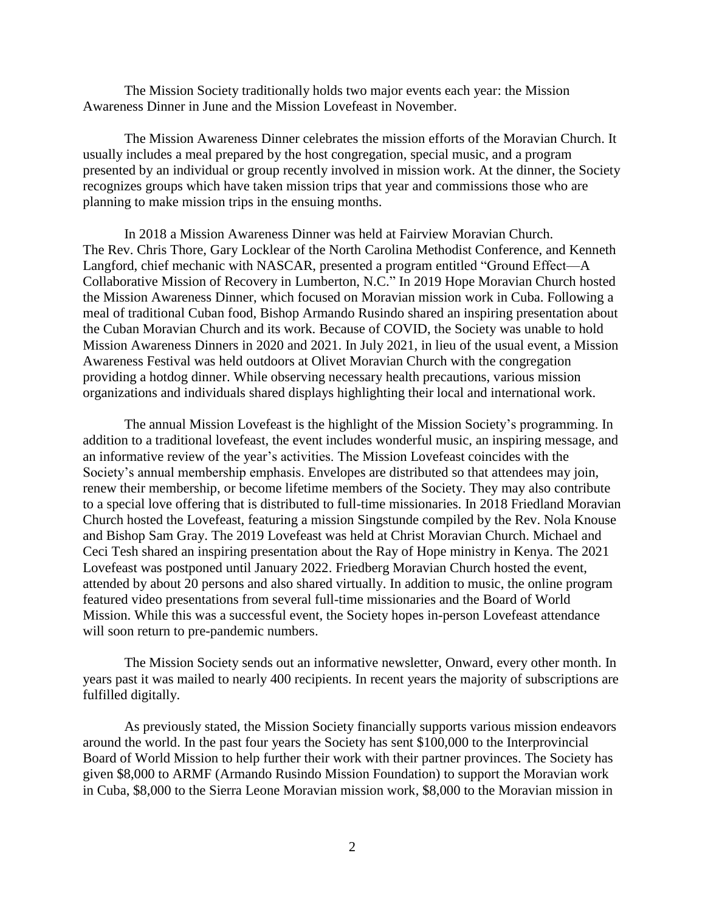The Mission Society traditionally holds two major events each year: the Mission Awareness Dinner in June and the Mission Lovefeast in November.

The Mission Awareness Dinner celebrates the mission efforts of the Moravian Church. It usually includes a meal prepared by the host congregation, special music, and a program presented by an individual or group recently involved in mission work. At the dinner, the Society recognizes groups which have taken mission trips that year and commissions those who are planning to make mission trips in the ensuing months.

In 2018 a Mission Awareness Dinner was held at Fairview Moravian Church. The Rev. Chris Thore, Gary Locklear of the North Carolina Methodist Conference, and Kenneth Langford, chief mechanic with NASCAR, presented a program entitled "Ground Effect—A Collaborative Mission of Recovery in Lumberton, N.C." In 2019 Hope Moravian Church hosted the Mission Awareness Dinner, which focused on Moravian mission work in Cuba. Following a meal of traditional Cuban food, Bishop Armando Rusindo shared an inspiring presentation about the Cuban Moravian Church and its work. Because of COVID, the Society was unable to hold Mission Awareness Dinners in 2020 and 2021. In July 2021, in lieu of the usual event, a Mission Awareness Festival was held outdoors at Olivet Moravian Church with the congregation providing a hotdog dinner. While observing necessary health precautions, various mission organizations and individuals shared displays highlighting their local and international work.

The annual Mission Lovefeast is the highlight of the Mission Society's programming. In addition to a traditional lovefeast, the event includes wonderful music, an inspiring message, and an informative review of the year's activities. The Mission Lovefeast coincides with the Society's annual membership emphasis. Envelopes are distributed so that attendees may join, renew their membership, or become lifetime members of the Society. They may also contribute to a special love offering that is distributed to full-time missionaries. In 2018 Friedland Moravian Church hosted the Lovefeast, featuring a mission Singstunde compiled by the Rev. Nola Knouse and Bishop Sam Gray. The 2019 Lovefeast was held at Christ Moravian Church. Michael and Ceci Tesh shared an inspiring presentation about the Ray of Hope ministry in Kenya. The 2021 Lovefeast was postponed until January 2022. Friedberg Moravian Church hosted the event, attended by about 20 persons and also shared virtually. In addition to music, the online program featured video presentations from several full-time missionaries and the Board of World Mission. While this was a successful event, the Society hopes in-person Lovefeast attendance will soon return to pre-pandemic numbers.

The Mission Society sends out an informative newsletter, Onward, every other month. In years past it was mailed to nearly 400 recipients. In recent years the majority of subscriptions are fulfilled digitally.

As previously stated, the Mission Society financially supports various mission endeavors around the world. In the past four years the Society has sent $100,000 to the Interprovincial Board of World Mission to help further their work with their partner provinces. The Society has given $8,000 to ARMF (Armando Rusindo Mission Foundation) to support the Moravian work in Cuba, $8,000 to the Sierra Leone Moravian mission work, $8,000 to the Moravian mission in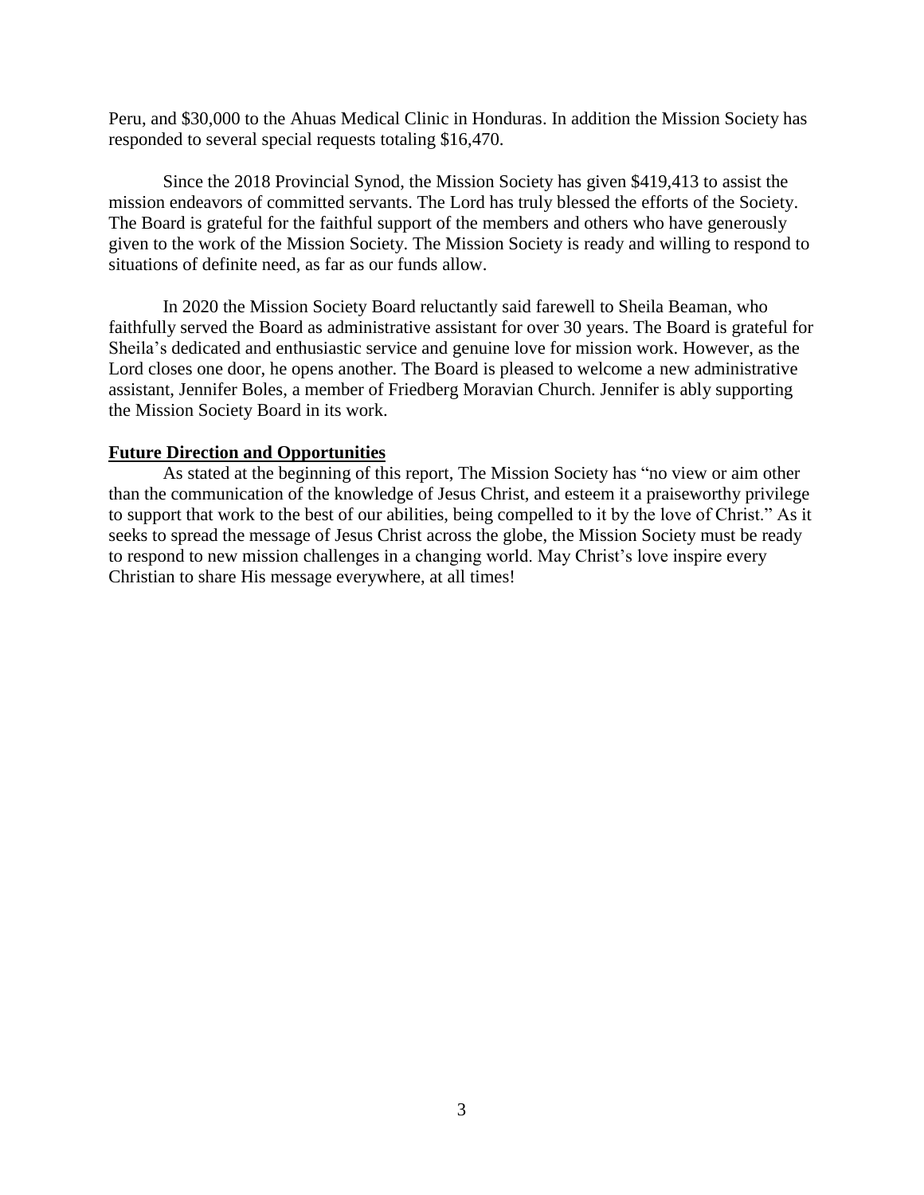Peru, and $30,000 to the Ahuas Medical Clinic in Honduras. In addition the Mission Society has responded to several special requests totaling $16,470.

Since the 2018 Provincial Synod, the Mission Society has given $419,413 to assist the mission endeavors of committed servants. The Lord has truly blessed the efforts of the Society. The Board is grateful for the faithful support of the members and others who have generously given to the work of the Mission Society. The Mission Society is ready and willing to respond to situations of definite need, as far as our funds allow.

In 2020 the Mission Society Board reluctantly said farewell to Sheila Beaman, who faithfully served the Board as administrative assistant for over 30 years. The Board is grateful for Sheila's dedicated and enthusiastic service and genuine love for mission work. However, as the Lord closes one door, he opens another. The Board is pleased to welcome a new administrative assistant, Jennifer Boles, a member of Friedberg Moravian Church. Jennifer is ably supporting the Mission Society Board in its work.

**Future Direction and Opportunities**

As stated at the beginning of this report, The Mission Society has "no view or aim other than the communication of the knowledge of Jesus Christ, and esteem it a praiseworthy privilege to support that work to the best of our abilities, being compelled to it by the love of Christ." As it seeks to spread the message of Jesus Christ across the globe, the Mission Society must be ready to respond to new mission challenges in a changing world. May Christ's love inspire every Christian to share His message everywhere, at all times!